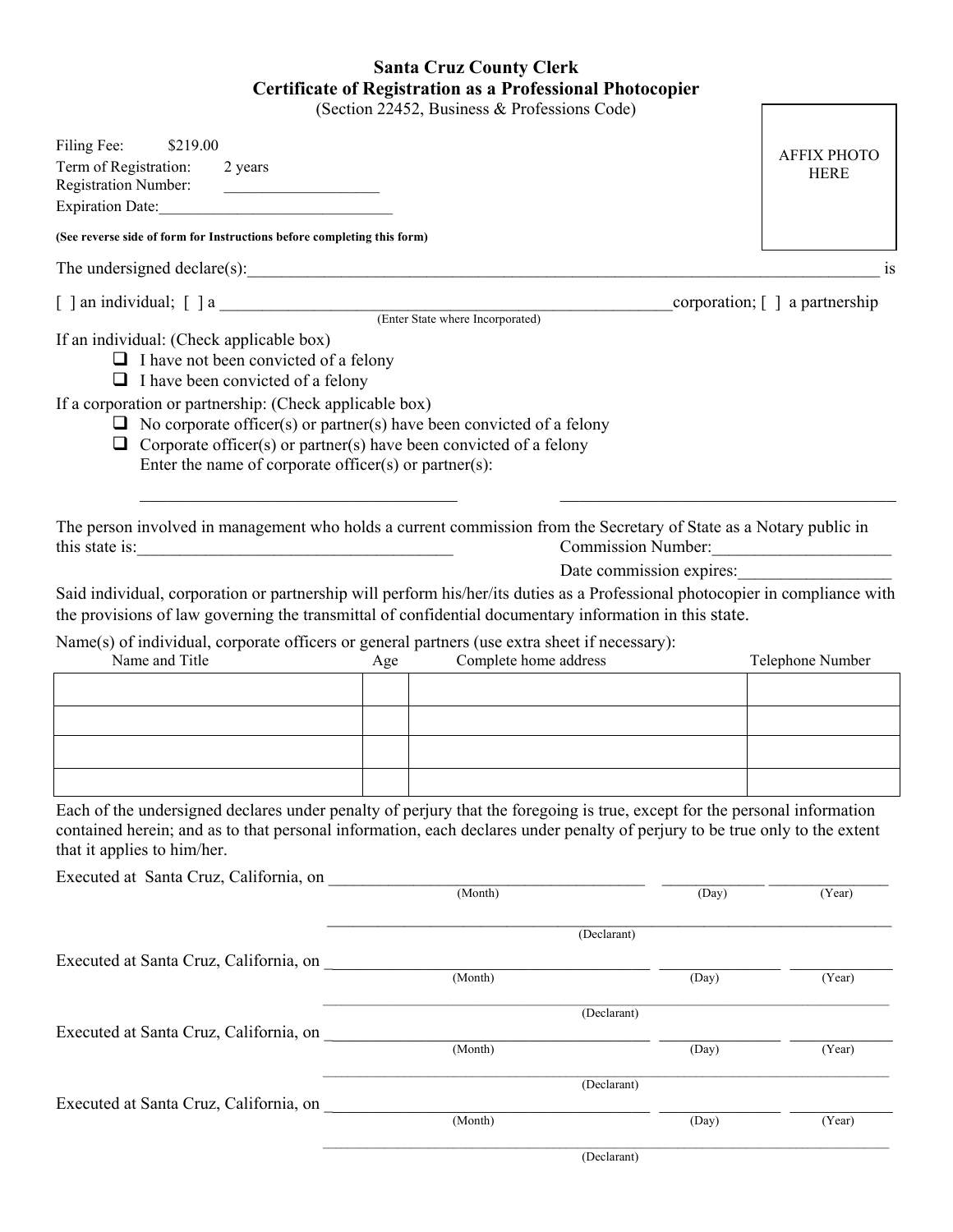# Santa Cruz County Clerk
## Certificate of Registration as a Professional Photocopier
(Section 22452, Business & Professions Code)

Filing Fee: $219.00
Term of Registration: 2 years
Registration Number: ____________________
Expiration Date:______________________________

AFFIX PHOTO HERE

**(See reverse side of form for Instructions before completing this form)**

The undersigned declare(s):_______________________________________________________________________________ is

[ ] an individual; [ ] a ________________________________________________________corporation; [ ] a partnership
(Enter State where Incorporated)

If an individual: (Check applicable box)

- ❑ I have not been convicted of a felony
- ❑ I have been convicted of a felony

If a corporation or partnership: (Check applicable box)

- ❑ No corporate officer(s) or partner(s) have been convicted of a felony
- ❑ Corporate officer(s) or partner(s) have been convicted of a felony
  Enter the name of corporate officer(s) or partner(s):

  ______________________________________ ________________________________________

The person involved in management who holds a current commission from the Secretary of State as a Notary public in this state is:______________________________________ Commission Number:_____________________

Date commission expires:_________________

Said individual, corporation or partnership will perform his/her/its duties as a Professional photocopier in compliance with the provisions of law governing the transmittal of confidential documentary information in this state.

Name(s) of individual, corporate officers or general partners (use extra sheet if necessary):

| Name and Title | Age | Complete home address | Telephone Number |
|---|---|---|---|
| | | | |
| | | | |
| | | | |
| | | | |

Each of the undersigned declares under penalty of perjury that the foregoing is true, except for the personal information contained herein; and as to that personal information, each declares under penalty of perjury to be true only to the extent that it applies to him/her.

Executed at Santa Cruz, California, on ______________________________________ ____________ ______________
(Month) (Day) (Year)

___________________________________________________________________________
(Declarant)

Executed at Santa Cruz, California, on ______________________________________ ____________ ______________
(Month) (Day) (Year)

___________________________________________________________________________
(Declarant)

Executed at Santa Cruz, California, on ______________________________________ ____________ ______________
(Month) (Day) (Year)

___________________________________________________________________________
(Declarant)

Executed at Santa Cruz, California, on ______________________________________ ____________ ______________
(Month) (Day) (Year)

___________________________________________________________________________
(Declarant)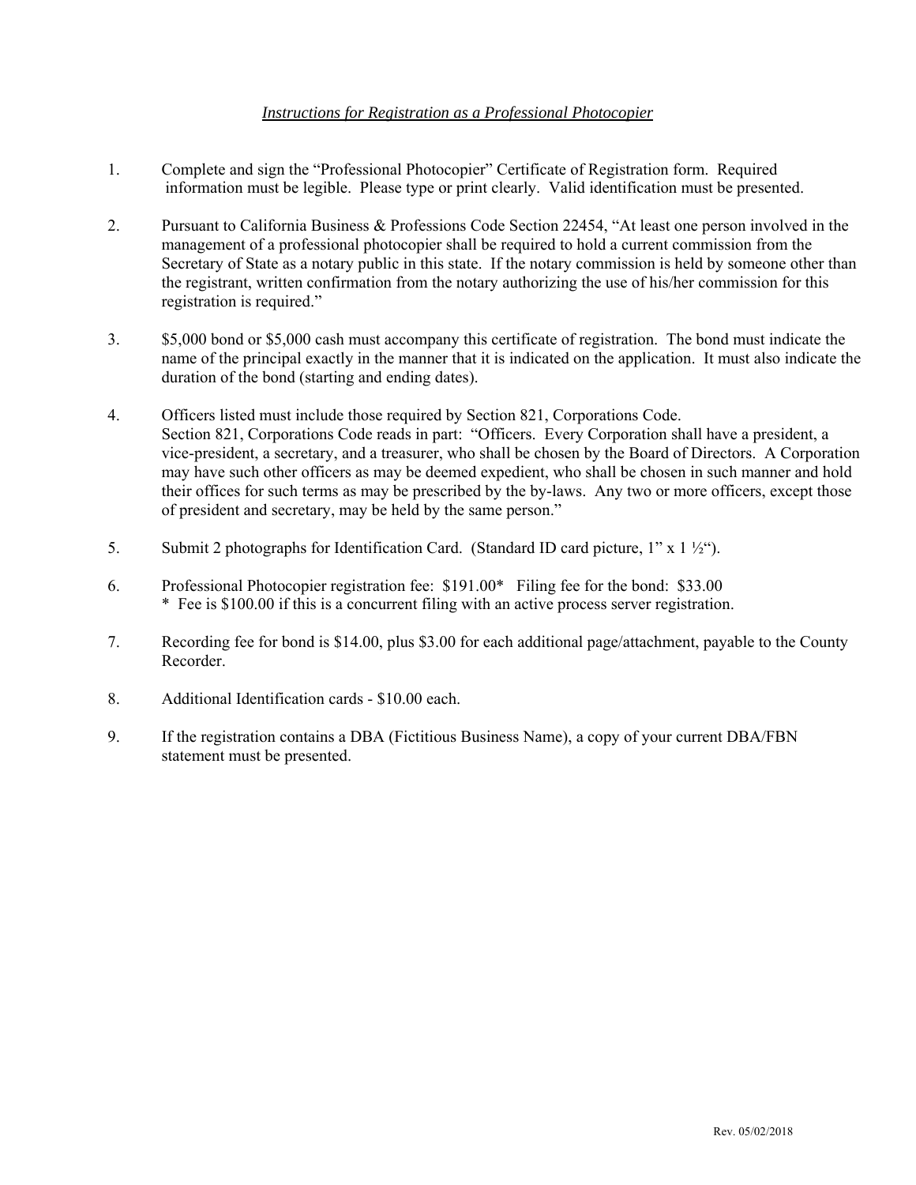*Instructions for Registration as a Professional Photocopier*

1. Complete and sign the "Professional Photocopier" Certificate of Registration form. Required information must be legible. Please type or print clearly. Valid identification must be presented.

2. Pursuant to California Business & Professions Code Section 22454, "At least one person involved in the management of a professional photocopier shall be required to hold a current commission from the Secretary of State as a notary public in this state. If the notary commission is held by someone other than the registrant, written confirmation from the notary authorizing the use of his/her commission for this registration is required."

3. $5,000 bond or $5,000 cash must accompany this certificate of registration. The bond must indicate the name of the principal exactly in the manner that it is indicated on the application. It must also indicate the duration of the bond (starting and ending dates).

4. Officers listed must include those required by Section 821, Corporations Code.
Section 821, Corporations Code reads in part: "Officers. Every Corporation shall have a president, a vice-president, a secretary, and a treasurer, who shall be chosen by the Board of Directors. A Corporation may have such other officers as may be deemed expedient, who shall be chosen in such manner and hold their offices for such terms as may be prescribed by the by-laws. Any two or more officers, except those of president and secretary, may be held by the same person."

5. Submit 2 photographs for Identification Card. (Standard ID card picture, 1" x 1 ½").

6. Professional Photocopier registration fee: $191.00* Filing fee for the bond: $33.00
\* Fee is $100.00 if this is a concurrent filing with an active process server registration.

7. Recording fee for bond is $14.00, plus $3.00 for each additional page/attachment, payable to the County Recorder.

8. Additional Identification cards - $10.00 each.

9. If the registration contains a DBA (Fictitious Business Name), a copy of your current DBA/FBN statement must be presented.

Rev. 05/02/2018